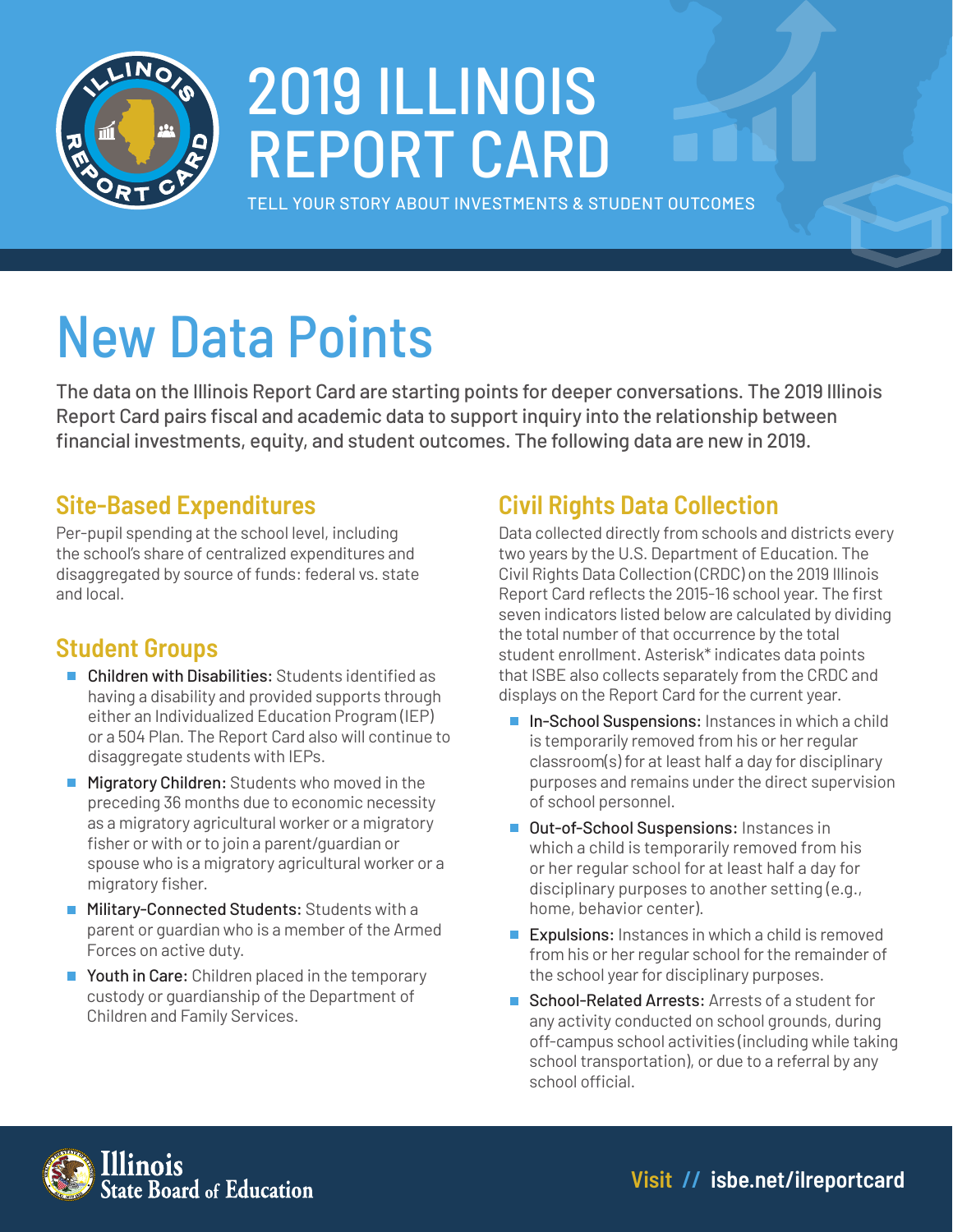# 2019 ILLINOIS REPORT CARD

TELL YOUR STORY ABOUT INVESTMENTS & STUDENT OUTCOMES

# New Data Points

The data on the Illinois Report Card are starting points for deeper conversations. The 2019 Illinois Report Card pairs fiscal and academic data to support inquiry into the relationship between financial investments, equity, and student outcomes. The following data are new in 2019.

## Site-Based Expenditures

Per-pupil spending at the school level, including the school's share of centralized expenditures and disaggregated by source of funds: federal vs. state and local.

## Student Groups

- **Children with Disabilities:** Students identified as having a disability and provided supports through either an Individualized Education Program (IEP) or a 504 Plan. The Report Card also will continue to disaggregate students with IEPs.
- **Migratory Children:** Students who moved in the preceding 36 months due to economic necessity as a migratory agricultural worker or a migratory fisher or with or to join a parent/guardian or spouse who is a migratory agricultural worker or a migratory fisher.
- **Military-Connected Students:** Students with a parent or guardian who is a member of the Armed Forces on active duty.
- **Youth in Care:** Children placed in the temporary custody or guardianship of the Department of Children and Family Services.

## Civil Rights Data Collection

Data collected directly from schools and districts every two years by the U.S. Department of Education. The Civil Rights Data Collection (CRDC) on the 2019 Illinois Report Card reflects the 2015-16 school year. The first seven indicators listed below are calculated by dividing the total number of that occurrence by the total student enrollment. Asterisk* indicates data points that ISBE also collects separately from the CRDC and displays on the Report Card for the current year.

- **In-School Suspensions:** Instances in which a child is temporarily removed from his or her regular classroom(s) for at least half a day for disciplinary purposes and remains under the direct supervision of school personnel.
- **Out-of-School Suspensions:** Instances in which a child is temporarily removed from his or her regular school for at least half a day for disciplinary purposes to another setting (e.g., home, behavior center).
- **Expulsions:** Instances in which a child is removed from his or her regular school for the remainder of the school year for disciplinary purposes.
- **School-Related Arrests:** Arrests of a student for any activity conducted on school grounds, during off-campus school activities (including while taking school transportation), or due to a referral by any school official.

Illinois State Board of Education

**Visit // isbe.net/ilreportcard**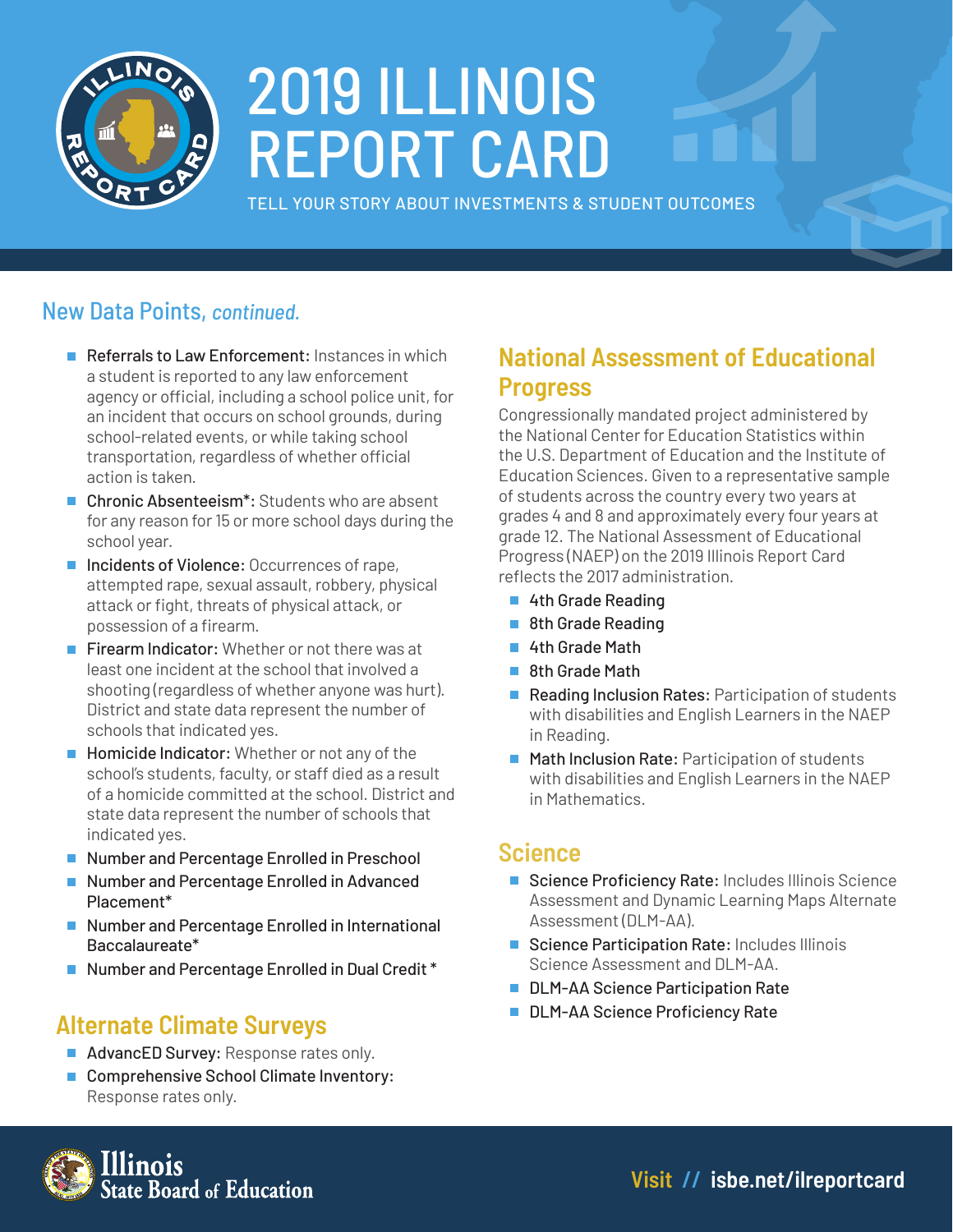# 2019 ILLINOIS REPORT CARD

TELL YOUR STORY ABOUT INVESTMENTS & STUDENT OUTCOMES

## New Data Points, *continued.*

- **Referrals to Law Enforcement:** Instances in which a student is reported to any law enforcement agency or official, including a school police unit, for an incident that occurs on school grounds, during school-related events, or while taking school transportation, regardless of whether official action is taken.
- **Chronic Absenteeism*:** Students who are absent for any reason for 15 or more school days during the school year.
- **Incidents of Violence:** Occurrences of rape, attempted rape, sexual assault, robbery, physical attack or fight, threats of physical attack, or possession of a firearm.
- **Firearm Indicator:** Whether or not there was at least one incident at the school that involved a shooting (regardless of whether anyone was hurt). District and state data represent the number of schools that indicated yes.
- **Homicide Indicator:** Whether or not any of the school's students, faculty, or staff died as a result of a homicide committed at the school. District and state data represent the number of schools that indicated yes.
- Number and Percentage Enrolled in Preschool
- Number and Percentage Enrolled in Advanced Placement*
- Number and Percentage Enrolled in International Baccalaureate*
- Number and Percentage Enrolled in Dual Credit *

## Alternate Climate Surveys

- **AdvancED Survey:** Response rates only.
- **Comprehensive School Climate Inventory:** Response rates only.

## National Assessment of Educational Progress

Congressionally mandated project administered by the National Center for Education Statistics within the U.S. Department of Education and the Institute of Education Sciences. Given to a representative sample of students across the country every two years at grades 4 and 8 and approximately every four years at grade 12. The National Assessment of Educational Progress (NAEP) on the 2019 Illinois Report Card reflects the 2017 administration.

- 4th Grade Reading
- 8th Grade Reading
- 4th Grade Math
- 8th Grade Math
- **Reading Inclusion Rates:** Participation of students with disabilities and English Learners in the NAEP in Reading.
- **Math Inclusion Rate:** Participation of students with disabilities and English Learners in the NAEP in Mathematics.

## Science

- **Science Proficiency Rate:** Includes Illinois Science Assessment and Dynamic Learning Maps Alternate Assessment (DLM-AA).
- **Science Participation Rate:** Includes Illinois Science Assessment and DLM-AA.
- DLM-AA Science Participation Rate
- DLM-AA Science Proficiency Rate

Illinois State Board of Education

Visit // isbe.net/ilreportcard